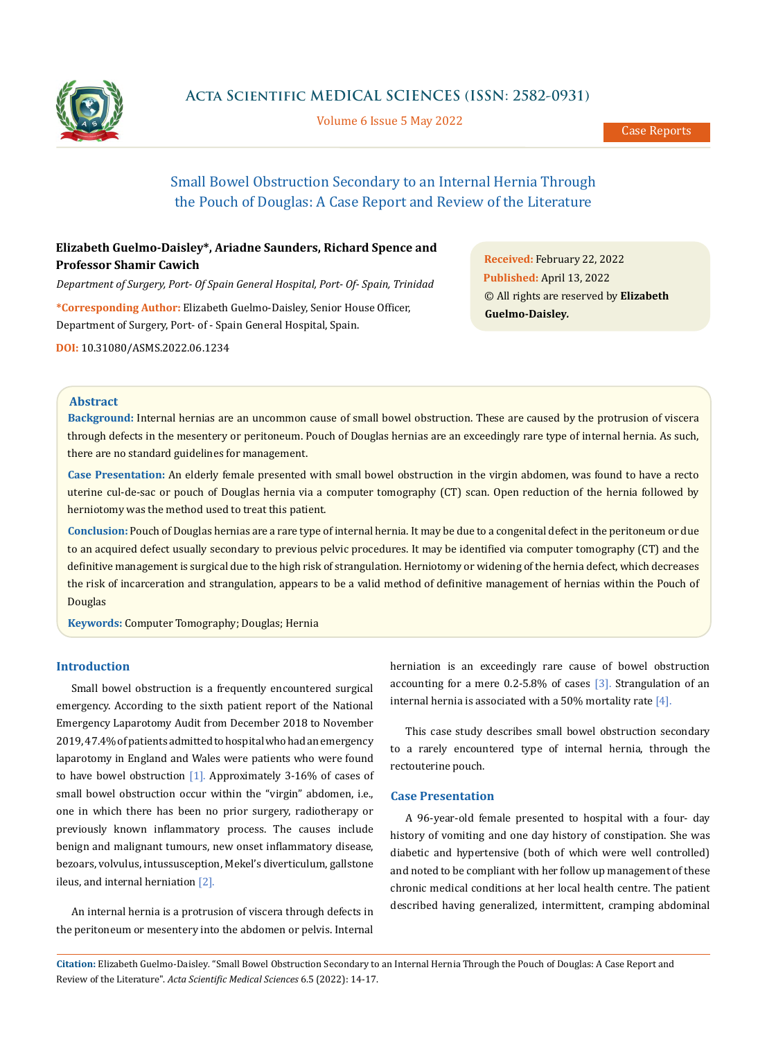Case Reports

# Small Bowel Obstruction Secondary to an Internal Hernia Through the Pouch of Douglas: A Case Report and Review of the Literature

**Elizabeth Guelmo-Daisley\*, Ariadne Saunders, Richard Spence and Professor Shamir Cawich**

*Department of Surgery, Port- Of Spain General Hospital, Port- Of- Spain, Trinidad*

**\*Corresponding Author:** Elizabeth Guelmo-Daisley, Senior House Officer, Department of Surgery, Port- of - Spain General Hospital, Spain.

**DOI:** 10.31080/ASMS.2022.06.1234

**Received:** February 22, 2022
**Published:** April 13, 2022
© All rights are reserved by **Elizabeth Guelmo-Daisley.**

## Abstract

**Background:** Internal hernias are an uncommon cause of small bowel obstruction. These are caused by the protrusion of viscera through defects in the mesentery or peritoneum. Pouch of Douglas hernias are an exceedingly rare type of internal hernia. As such, there are no standard guidelines for management.

**Case Presentation:** An elderly female presented with small bowel obstruction in the virgin abdomen, was found to have a recto uterine cul-de-sac or pouch of Douglas hernia via a computer tomography (CT) scan. Open reduction of the hernia followed by herniotomy was the method used to treat this patient.

**Conclusion:** Pouch of Douglas hernias are a rare type of internal hernia. It may be due to a congenital defect in the peritoneum or due to an acquired defect usually secondary to previous pelvic procedures. It may be identified via computer tomography (CT) and the definitive management is surgical due to the high risk of strangulation. Herniotomy or widening of the hernia defect, which decreases the risk of incarceration and strangulation, appears to be a valid method of definitive management of hernias within the Pouch of Douglas

**Keywords:** Computer Tomography; Douglas; Hernia

## Introduction

Small bowel obstruction is a frequently encountered surgical emergency. According to the sixth patient report of the National Emergency Laparotomy Audit from December 2018 to November 2019, 47.4% of patients admitted to hospital who had an emergency laparotomy in England and Wales were patients who were found to have bowel obstruction [1]. Approximately 3-16% of cases of small bowel obstruction occur within the "virgin" abdomen, i.e., one in which there has been no prior surgery, radiotherapy or previously known inflammatory process. The causes include benign and malignant tumours, new onset inflammatory disease, bezoars, volvulus, intussusception, Mekel's diverticulum, gallstone ileus, and internal herniation [2].

An internal hernia is a protrusion of viscera through defects in the peritoneum or mesentery into the abdomen or pelvis. Internal herniation is an exceedingly rare cause of bowel obstruction accounting for a mere 0.2-5.8% of cases [3]. Strangulation of an internal hernia is associated with a 50% mortality rate [4].

This case study describes small bowel obstruction secondary to a rarely encountered type of internal hernia, through the rectouterine pouch.

## Case Presentation

A 96-year-old female presented to hospital with a four- day history of vomiting and one day history of constipation. She was diabetic and hypertensive (both of which were well controlled) and noted to be compliant with her follow up management of these chronic medical conditions at her local health centre. The patient described having generalized, intermittent, cramping abdominal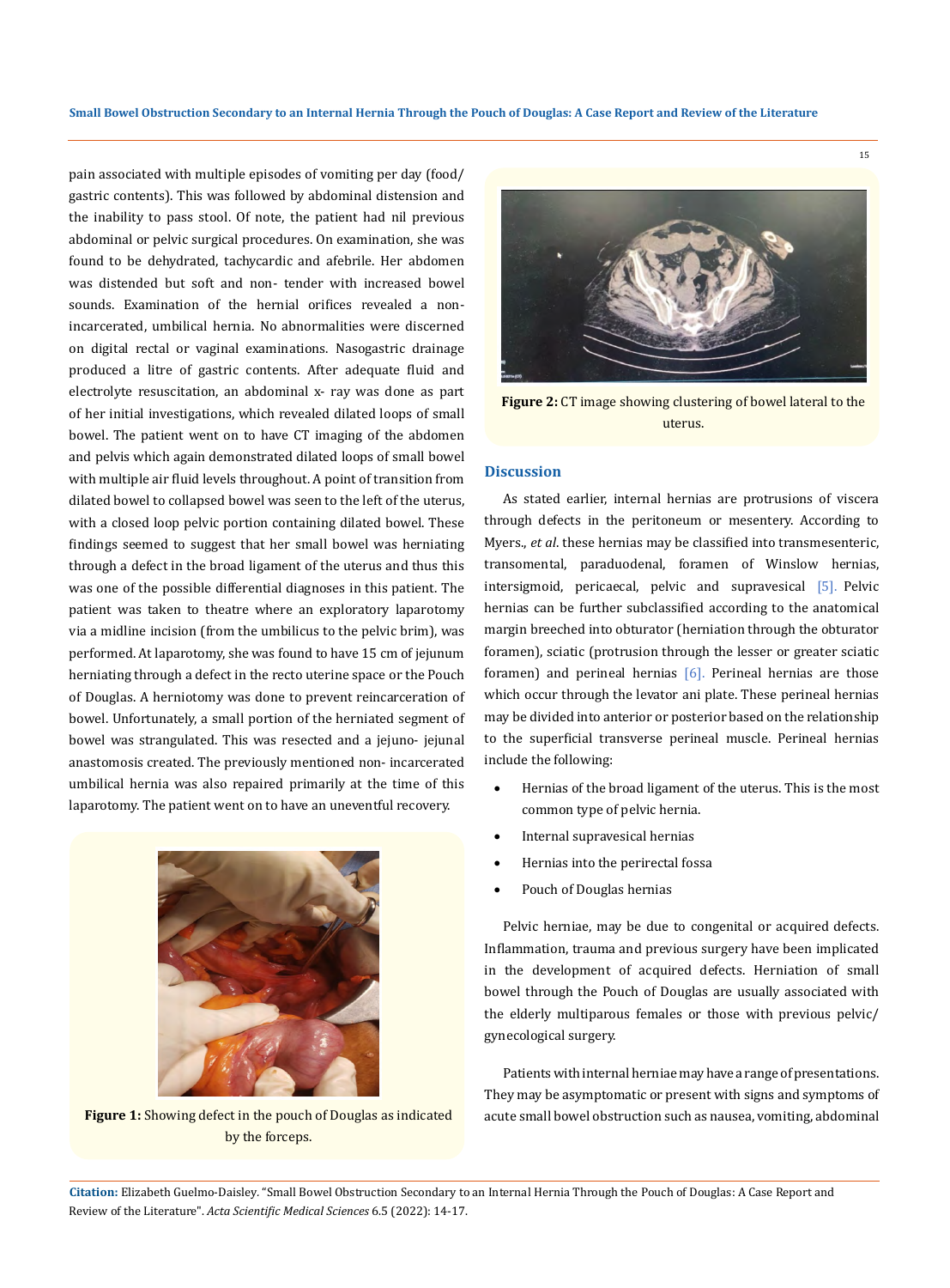pain associated with multiple episodes of vomiting per day (food/gastric contents). This was followed by abdominal distension and the inability to pass stool. Of note, the patient had nil previous abdominal or pelvic surgical procedures. On examination, she was found to be dehydrated, tachycardic and afebrile. Her abdomen was distended but soft and non- tender with increased bowel sounds. Examination of the hernial orifices revealed a non-incarcerated, umbilical hernia. No abnormalities were discerned on digital rectal or vaginal examinations. Nasogastric drainage produced a litre of gastric contents. After adequate fluid and electrolyte resuscitation, an abdominal x- ray was done as part of her initial investigations, which revealed dilated loops of small bowel. The patient went on to have CT imaging of the abdomen and pelvis which again demonstrated dilated loops of small bowel with multiple air fluid levels throughout. A point of transition from dilated bowel to collapsed bowel was seen to the left of the uterus, with a closed loop pelvic portion containing dilated bowel. These findings seemed to suggest that her small bowel was herniating through a defect in the broad ligament of the uterus and thus this was one of the possible differential diagnoses in this patient. The patient was taken to theatre where an exploratory laparotomy via a midline incision (from the umbilicus to the pelvic brim), was performed. At laparotomy, she was found to have 15 cm of jejunum herniating through a defect in the recto uterine space or the Pouch of Douglas. A herniotomy was done to prevent reincarceration of bowel. Unfortunately, a small portion of the herniated segment of bowel was strangulated. This was resected and a jejuno- jejunal anastomosis created. The previously mentioned non- incarcerated umbilical hernia was also repaired primarily at the time of this laparotomy. The patient went on to have an uneventful recovery.

**Figure 1:** Showing defect in the pouch of Douglas as indicated by the forceps.

**Figure 2:** CT image showing clustering of bowel lateral to the uterus.

## Discussion

As stated earlier, internal hernias are protrusions of viscera through defects in the peritoneum or mesentery. According to Myers., *et al*. these hernias may be classified into transmesenteric, transomental, paraduodenal, foramen of Winslow hernias, intersigmoid, pericaecal, pelvic and supravesical [5]. Pelvic hernias can be further subclassified according to the anatomical margin breeched into obturator (herniation through the obturator foramen), sciatic (protrusion through the lesser or greater sciatic foramen) and perineal hernias [6]. Perineal hernias are those which occur through the levator ani plate. These perineal hernias may be divided into anterior or posterior based on the relationship to the superficial transverse perineal muscle. Perineal hernias include the following:

- Hernias of the broad ligament of the uterus. This is the most common type of pelvic hernia.
- Internal supravesical hernias
- Hernias into the perirectal fossa
- Pouch of Douglas hernias

Pelvic herniae, may be due to congenital or acquired defects. Inflammation, trauma and previous surgery have been implicated in the development of acquired defects. Herniation of small bowel through the Pouch of Douglas are usually associated with the elderly multiparous females or those with previous pelvic/gynecological surgery.

Patients with internal herniae may have a range of presentations. They may be asymptomatic or present with signs and symptoms of acute small bowel obstruction such as nausea, vomiting, abdominal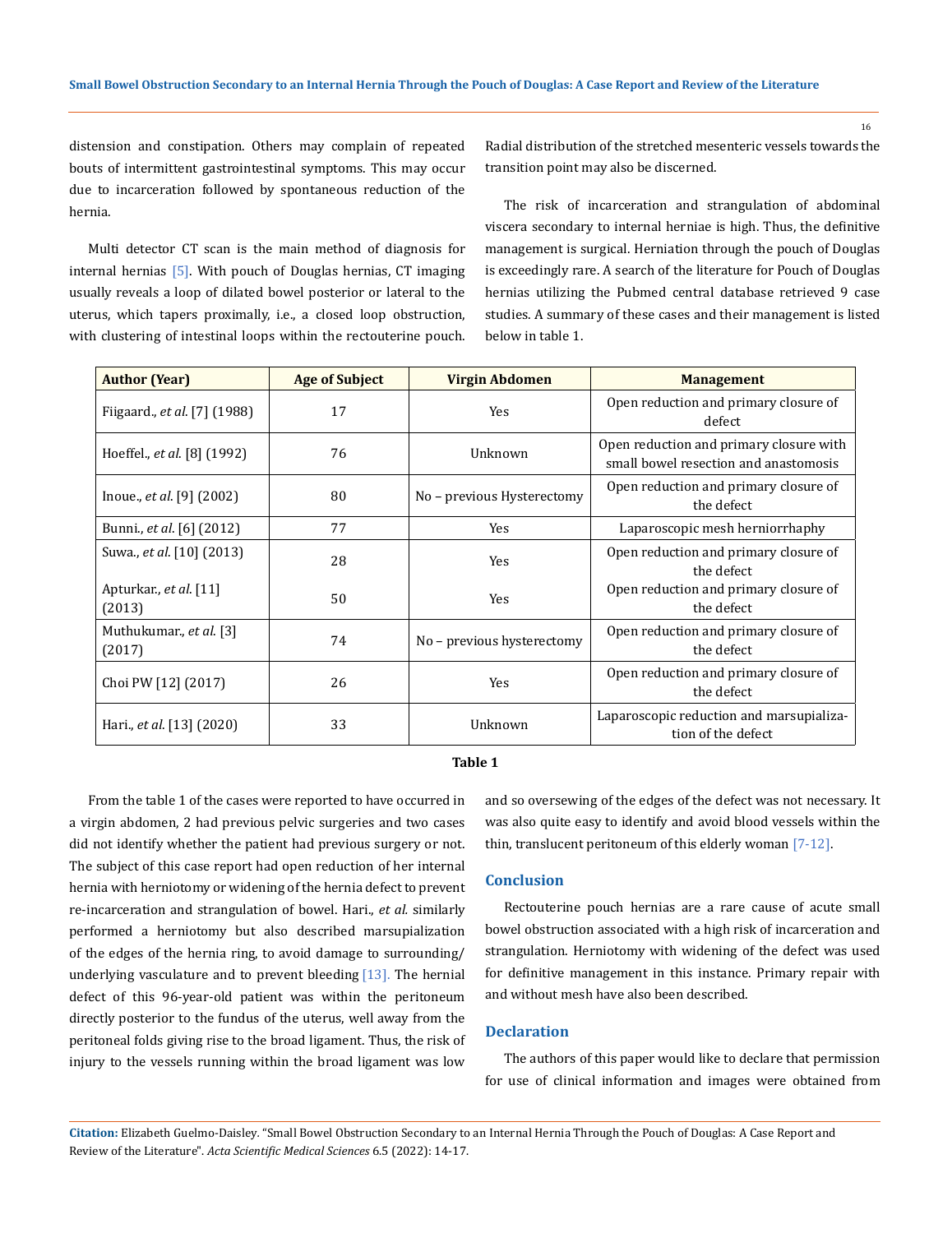distension and constipation. Others may complain of repeated bouts of intermittent gastrointestinal symptoms. This may occur due to incarceration followed by spontaneous reduction of the hernia.

Multi detector CT scan is the main method of diagnosis for internal hernias [5]. With pouch of Douglas hernias, CT imaging usually reveals a loop of dilated bowel posterior or lateral to the uterus, which tapers proximally, i.e., a closed loop obstruction, with clustering of intestinal loops within the rectouterine pouch. Radial distribution of the stretched mesenteric vessels towards the transition point may also be discerned.

The risk of incarceration and strangulation of abdominal viscera secondary to internal herniae is high. Thus, the definitive management is surgical. Herniation through the pouch of Douglas is exceedingly rare. A search of the literature for Pouch of Douglas hernias utilizing the Pubmed central database retrieved 9 case studies. A summary of these cases and their management is listed below in table 1.

| Author (Year) | Age of Subject | Virgin Abdomen | Management |
|---|---|---|---|
| Fiigaard., *et al.* [7] (1988) | 17 | Yes | Open reduction and primary closure of defect |
| Hoeffel., *et al.* [8] (1992) | 76 | Unknown | Open reduction and primary closure with small bowel resection and anastomosis |
| Inoue., *et al.* [9] (2002) | 80 | No – previous Hysterectomy | Open reduction and primary closure of the defect |
| Bunni., *et al.* [6] (2012) | 77 | Yes | Laparoscopic mesh herniorrhaphy |
| Suwa., *et al.* [10] (2013) | 28 | Yes | Open reduction and primary closure of the defect |
| Apturkar., *et al.* [11] (2013) | 50 | Yes | Open reduction and primary closure of the defect |
| Muthukumar., *et al.* [3] (2017) | 74 | No – previous hysterectomy | Open reduction and primary closure of the defect |
| Choi PW [12] (2017) | 26 | Yes | Open reduction and primary closure of the defect |
| Hari., *et al.* [13] (2020) | 33 | Unknown | Laparoscopic reduction and marsupialization of the defect |

**Table 1**

From the table 1 of the cases were reported to have occurred in a virgin abdomen, 2 had previous pelvic surgeries and two cases did not identify whether the patient had previous surgery or not. The subject of this case report had open reduction of her internal hernia with herniotomy or widening of the hernia defect to prevent re-incarceration and strangulation of bowel. Hari., *et al.* similarly performed a herniotomy but also described marsupialization of the edges of the hernia ring, to avoid damage to surrounding/underlying vasculature and to prevent bleeding [13]. The hernial defect of this 96-year-old patient was within the peritoneum directly posterior to the fundus of the uterus, well away from the peritoneal folds giving rise to the broad ligament. Thus, the risk of injury to the vessels running within the broad ligament was low and so oversewing of the edges of the defect was not necessary. It was also quite easy to identify and avoid blood vessels within the thin, translucent peritoneum of this elderly woman [7-12].

## Conclusion

Rectouterine pouch hernias are a rare cause of acute small bowel obstruction associated with a high risk of incarceration and strangulation. Herniotomy with widening of the defect was used for definitive management in this instance. Primary repair with and without mesh have also been described.

## Declaration

The authors of this paper would like to declare that permission for use of clinical information and images were obtained from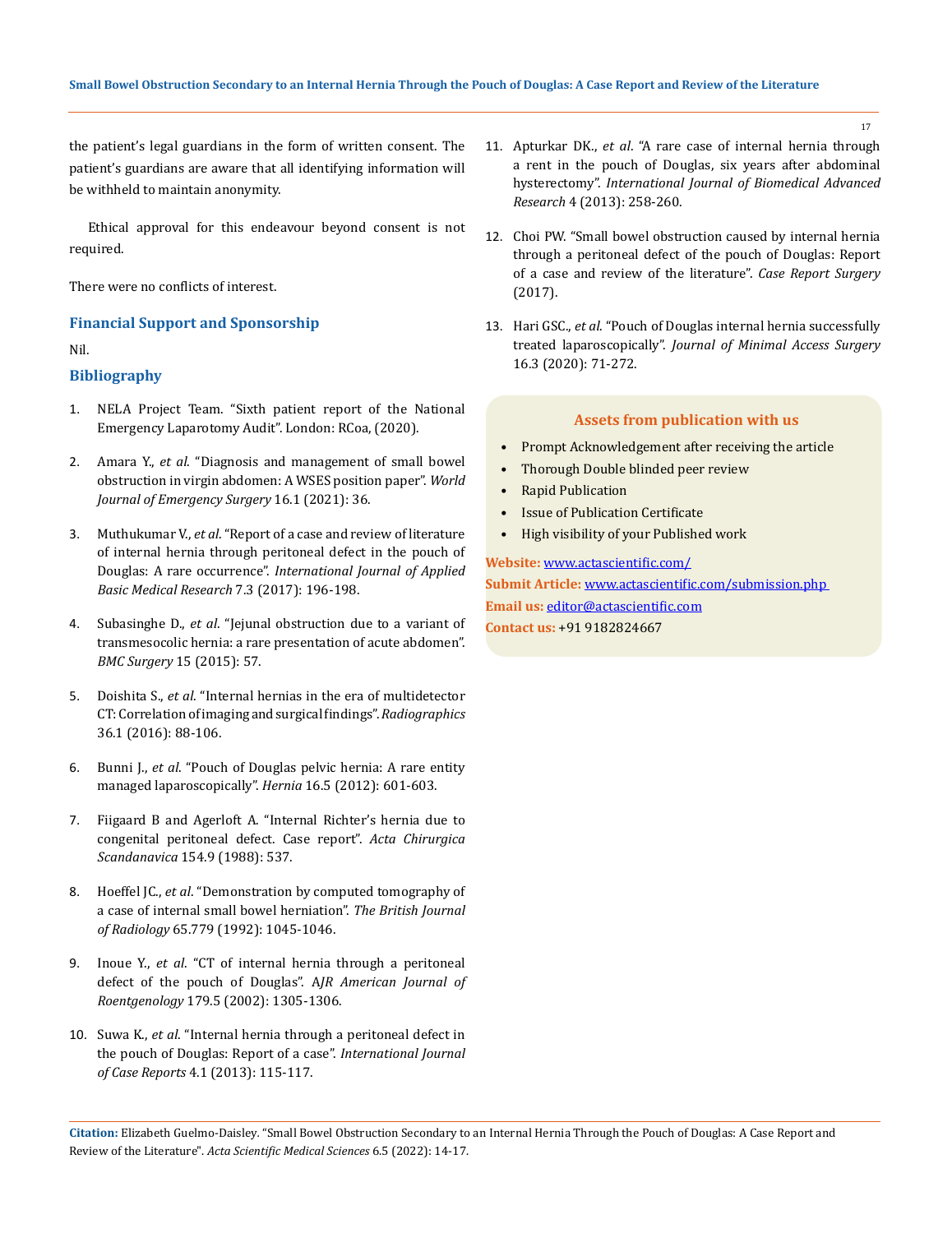the patient's legal guardians in the form of written consent. The patient's guardians are aware that all identifying information will be withheld to maintain anonymity.

Ethical approval for this endeavour beyond consent is not required.

There were no conflicts of interest.

## Financial Support and Sponsorship

Nil.

## Bibliography

1. NELA Project Team. "Sixth patient report of the National Emergency Laparotomy Audit". London: RCoa, (2020).
2. Amara Y., *et al*. "Diagnosis and management of small bowel obstruction in virgin abdomen: A WSES position paper". *World Journal of Emergency Surgery* 16.1 (2021): 36.
3. Muthukumar V., *et al*. "Report of a case and review of literature of internal hernia through peritoneal defect in the pouch of Douglas: A rare occurrence". *International Journal of Applied Basic Medical Research* 7.3 (2017): 196-198.
4. Subasinghe D., *et al*. "Jejunal obstruction due to a variant of transmesocolic hernia: a rare presentation of acute abdomen". *BMC Surgery* 15 (2015): 57.
5. Doishita S., *et al*. "Internal hernias in the era of multidetector CT: Correlation of imaging and surgical findings". *Radiographics* 36.1 (2016): 88-106.
6. Bunni J., *et al*. "Pouch of Douglas pelvic hernia: A rare entity managed laparoscopically". *Hernia* 16.5 (2012): 601-603.
7. Fiigaard B and Agerloft A. "Internal Richter's hernia due to congenital peritoneal defect. Case report". *Acta Chirurgica Scandanavica* 154.9 (1988): 537.
8. Hoeffel JC., *et al*. "Demonstration by computed tomography of a case of internal small bowel herniation". *The British Journal of Radiology* 65.779 (1992): 1045-1046.
9. Inoue Y., *et al*. "CT of internal hernia through a peritoneal defect of the pouch of Douglas". *AJR American Journal of Roentgenology* 179.5 (2002): 1305-1306.
10. Suwa K., *et al*. "Internal hernia through a peritoneal defect in the pouch of Douglas: Report of a case". *International Journal of Case Reports* 4.1 (2013): 115-117.
11. Apturkar DK., *et al*. "A rare case of internal hernia through a rent in the pouch of Douglas, six years after abdominal hysterectomy". *International Journal of Biomedical Advanced Research* 4 (2013): 258-260.
12. Choi PW. "Small bowel obstruction caused by internal hernia through a peritoneal defect of the pouch of Douglas: Report of a case and review of the literature". *Case Report Surgery* (2017).
13. Hari GSC., *et al*. "Pouch of Douglas internal hernia successfully treated laparoscopically". *Journal of Minimal Access Surgery* 16.3 (2020): 71-272.

**Assets from publication with us**

- Prompt Acknowledgement after receiving the article
- Thorough Double blinded peer review
- Rapid Publication
- Issue of Publication Certificate
- High visibility of your Published work

**Website:** www.actascientific.com/
**Submit Article:** www.actascientific.com/submission.php
**Email us:** editor@actascientific.com
**Contact us:** +91 9182824667